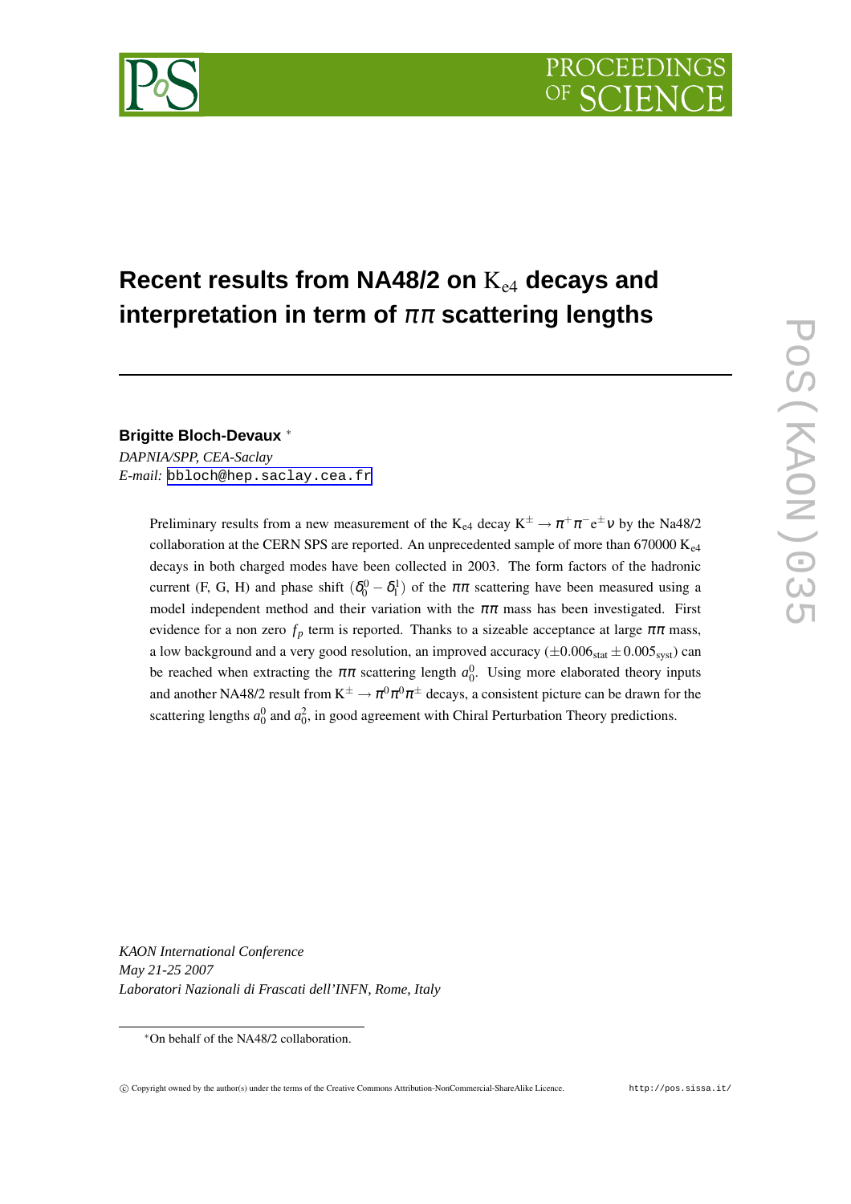# Recent results from NA48/2 on $\mathrm{K}_{e4}$ decays and interpretation in term of $\pi\pi$ scattering lengths

**Brigitte Bloch-Devaux** *

*DAPNIA/SPP, CEA-Saclay*

*E-mail:* bbloch@hep.saclay.cea.fr

Preliminary results from a new measurement of the $\mathrm{K}_{e4}$ decay $\mathrm{K}^{\pm} \to \pi^{+}\pi^{-}e^{\pm}\nu$ by the Na48/2 collaboration at the CERN SPS are reported. An unprecedented sample of more than 670000 $\mathrm{K}_{e4}$ decays in both charged modes have been collected in 2003. The form factors of the hadronic current (F, G, H) and phase shift $(\delta_0^0 - \delta_1^1)$ of the $\pi\pi$ scattering have been measured using a model independent method and their variation with the $\pi\pi$ mass has been investigated. First evidence for a non zero $f_p$ term is reported. Thanks to a sizeable acceptance at large $\pi\pi$ mass, a low background and a very good resolution, an improved accuracy $(\pm 0.006_{\mathrm{stat}} \pm 0.005_{\mathrm{syst}})$ can be reached when extracting the $\pi\pi$ scattering length $a_0^0$. Using more elaborated theory inputs and another NA48/2 result from $\mathrm{K}^{\pm} \to \pi^0\pi^0\pi^{\pm}$ decays, a consistent picture can be drawn for the scattering lengths $a_0^0$ and $a_0^2$, in good agreement with Chiral Perturbation Theory predictions.

*KAON International Conference*
*May 21-25 2007*
*Laboratori Nazionali di Frascati dell'INFN, Rome, Italy*

*On behalf of the NA48/2 collaboration.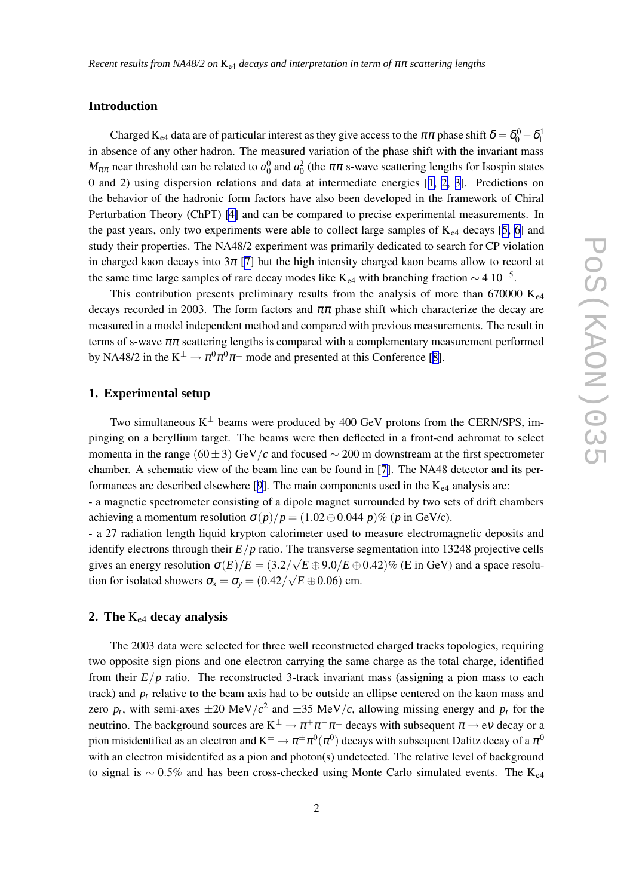## Introduction

Charged $K_{e4}$ data are of particular interest as they give access to the $\pi\pi$ phase shift $\delta = \delta_0^0 - \delta_1^1$ in absence of any other hadron. The measured variation of the phase shift with the invariant mass $M_{\pi\pi}$ near threshold can be related to $a_0^0$ and $a_0^2$ (the $\pi\pi$ s-wave scattering lengths for Isospin states 0 and 2) using dispersion relations and data at intermediate energies [1, 2, 3]. Predictions on the behavior of the hadronic form factors have also been developed in the framework of Chiral Perturbation Theory (ChPT) [4] and can be compared to precise experimental measurements. In the past years, only two experiments were able to collect large samples of $K_{e4}$ decays [5, 6] and study their properties. The NA48/2 experiment was primarily dedicated to search for CP violation in charged kaon decays into $3\pi$ [7] but the high intensity charged kaon beams allow to record at the same time large samples of rare decay modes like $K_{e4}$ with branching fraction $\sim 4\ 10^{-5}$.

This contribution presents preliminary results from the analysis of more than 670000 $K_{e4}$ decays recorded in 2003. The form factors and $\pi\pi$ phase shift which characterize the decay are measured in a model independent method and compared with previous measurements. The result in terms of s-wave $\pi\pi$ scattering lengths is compared with a complementary measurement performed by NA48/2 in the $K^\pm \to \pi^0\pi^0\pi^\pm$ mode and presented at this Conference [8].

## 1. Experimental setup

Two simultaneous $K^\pm$ beams were produced by 400 GeV protons from the CERN/SPS, impinging on a beryllium target. The beams were then deflected in a front-end achromat to select momenta in the range $(60 \pm 3)$ GeV$/c$ and focused $\sim 200$ m downstream at the first spectrometer chamber. A schematic view of the beam line can be found in [7]. The NA48 detector and its performances are described elsewhere [9]. The main components used in the $K_{e4}$ analysis are:

- a magnetic spectrometer consisting of a dipole magnet surrounded by two sets of drift chambers achieving a momentum resolution $\sigma(p)/p = (1.02 \oplus 0.044\ p)\%$ ($p$ in GeV/c).
- a 27 radiation length liquid krypton calorimeter used to measure electromagnetic deposits and identify electrons through their $E/p$ ratio. The transverse segmentation into 13248 projective cells gives an energy resolution $\sigma(E)/E = (3.2/\sqrt{E} \oplus 9.0/E \oplus 0.42)\%$ (E in GeV) and a space resolution for isolated showers $\sigma_x = \sigma_y = (0.42/\sqrt{E} \oplus 0.06)$ cm.

## 2. The $K_{e4}$ decay analysis

The 2003 data were selected for three well reconstructed charged tracks topologies, requiring two opposite sign pions and one electron carrying the same charge as the total charge, identified from their $E/p$ ratio. The reconstructed 3-track invariant mass (assigning a pion mass to each track) and $p_t$ relative to the beam axis had to be outside an ellipse centered on the kaon mass and zero $p_t$, with semi-axes $\pm 20$ MeV$/c^2$ and $\pm 35$ MeV$/c$, allowing missing energy and $p_t$ for the neutrino. The background sources are $K^\pm \to \pi^+\pi^-\pi^\pm$ decays with subsequent $\pi \to e\nu$ decay or a pion misidentified as an electron and $K^\pm \to \pi^\pm\pi^0(\pi^0)$ decays with subsequent Dalitz decay of a $\pi^0$ with an electron misidentifed as a pion and photon(s) undetected. The relative level of background to signal is $\sim 0.5\%$ and has been cross-checked using Monte Carlo simulated events. The $K_{e4}$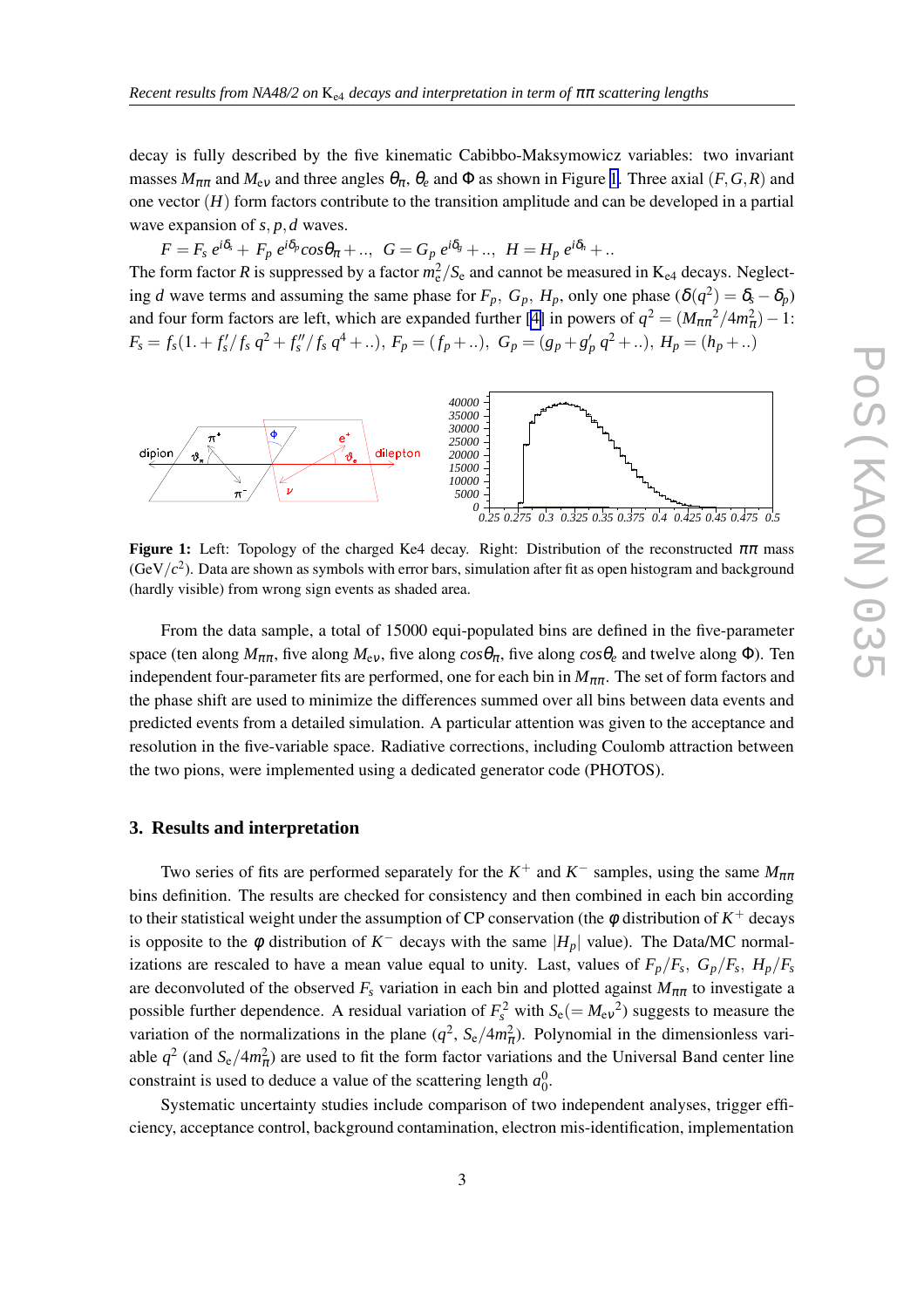decay is fully described by the five kinematic Cabibbo-Maksymowicz variables: two invariant masses $M_{\pi\pi}$ and $M_{e\nu}$ and three angles $\theta_\pi$, $\theta_e$ and $\Phi$ as shown in Figure 1. Three axial $(F,G,R)$ and one vector $(H)$ form factors contribute to the transition amplitude and can be developed in a partial wave expansion of $s,p,d$ waves.

$$F = F_s\, e^{i\delta_s} + F_p\, e^{i\delta_p} cos\theta_\pi + .., \quad G = G_p\, e^{i\delta_g} + .., \quad H = H_p\, e^{i\delta_h} + ..$$

The form factor $R$ is suppressed by a factor $m_e^2/S_e$ and cannot be measured in $K_{e4}$ decays. Neglecting $d$ wave terms and assuming the same phase for $F_p$, $G_p$, $H_p$, only one phase ($\delta(q^2) = \delta_s - \delta_p$) and four form factors are left, which are expanded further [4] in powers of $q^2 = (M_{\pi\pi}{}^2/4m_\pi^2) - 1$: $F_s = f_s(1. + f_s'/f_s\, q^2 + f_s''/f_s\, q^4 + ..)$, $F_p = (f_p + ..)$, $G_p = (g_p + g_p'\, q^2 + ..)$, $H_p = (h_p + ..)$

**Figure 1:** Left: Topology of the charged Ke4 decay. Right: Distribution of the reconstructed $\pi\pi$ mass (GeV/$c^2$). Data are shown as symbols with error bars, simulation after fit as open histogram and background (hardly visible) from wrong sign events as shaded area.

From the data sample, a total of 15000 equi-populated bins are defined in the five-parameter space (ten along $M_{\pi\pi}$, five along $M_{e\nu}$, five along $cos\theta_\pi$, five along $cos\theta_e$ and twelve along $\Phi$). Ten independent four-parameter fits are performed, one for each bin in $M_{\pi\pi}$. The set of form factors and the phase shift are used to minimize the differences summed over all bins between data events and predicted events from a detailed simulation. A particular attention was given to the acceptance and resolution in the five-variable space. Radiative corrections, including Coulomb attraction between the two pions, were implemented using a dedicated generator code (PHOTOS).

## 3. Results and interpretation

Two series of fits are performed separately for the $K^+$ and $K^-$ samples, using the same $M_{\pi\pi}$ bins definition. The results are checked for consistency and then combined in each bin according to their statistical weight under the assumption of CP conservation (the $\phi$ distribution of $K^+$ decays is opposite to the $\phi$ distribution of $K^-$ decays with the same $|H_p|$ value). The Data/MC normalizations are rescaled to have a mean value equal to unity. Last, values of $F_p/F_s$, $G_p/F_s$, $H_p/F_s$ are deconvoluted of the observed $F_s$ variation in each bin and plotted against $M_{\pi\pi}$ to investigate a possible further dependence. A residual variation of $F_s^2$ with $S_e(= M_{e\nu}{}^2)$ suggests to measure the variation of the normalizations in the plane ($q^2$, $S_e/4m_\pi^2$). Polynomial in the dimensionless variable $q^2$ (and $S_e/4m_\pi^2$) are used to fit the form factor variations and the Universal Band center line constraint is used to deduce a value of the scattering length $a_0^0$.

Systematic uncertainty studies include comparison of two independent analyses, trigger efficiency, acceptance control, background contamination, electron mis-identification, implementation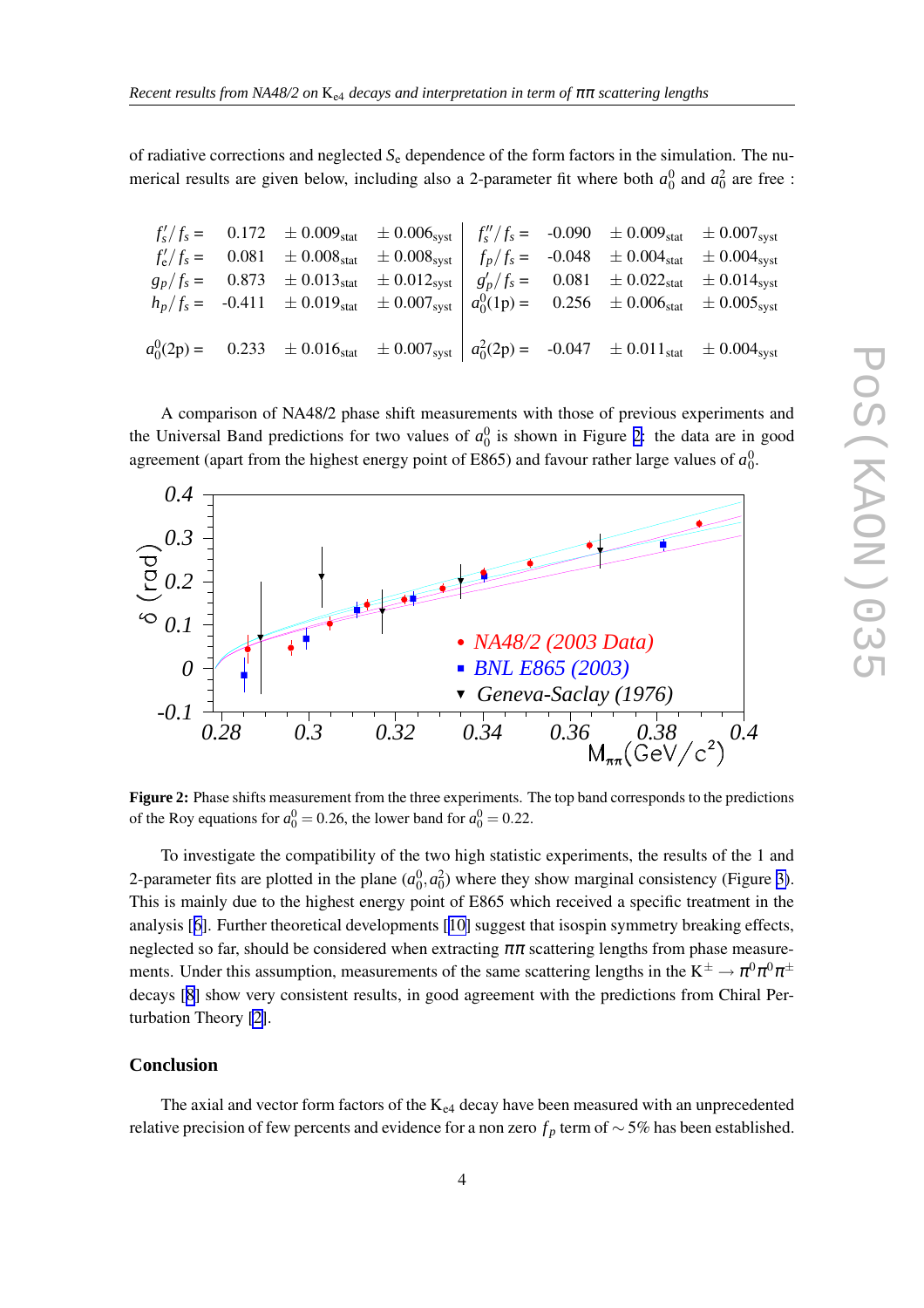of radiative corrections and neglected $S_e$ dependence of the form factors in the simulation. The numerical results are given below, including also a 2-parameter fit where both $a_0^0$ and $a_0^2$ are free :

| | | | | | | | |
|---|---|---|---|---|---|---|---|
| $f_s'/f_s =$ | 0.172 | $\pm$ 0.009$_{stat}$ | $\pm$ 0.006$_{syst}$ | $f_s''/f_s =$ | -0.090 | $\pm$ 0.009$_{stat}$ | $\pm$ 0.007$_{syst}$ |
| $f_e'/f_s =$ | 0.081 | $\pm$ 0.008$_{stat}$ | $\pm$ 0.008$_{syst}$ | $f_p/f_s =$ | -0.048 | $\pm$ 0.004$_{stat}$ | $\pm$ 0.004$_{syst}$ |
| $g_p/f_s =$ | 0.873 | $\pm$ 0.013$_{stat}$ | $\pm$ 0.012$_{syst}$ | $g_p'/f_s =$ | 0.081 | $\pm$ 0.022$_{stat}$ | $\pm$ 0.014$_{syst}$ |
| $h_p/f_s =$ | -0.411 | $\pm$ 0.019$_{stat}$ | $\pm$ 0.007$_{syst}$ | $a_0^0(1p) =$ | 0.256 | $\pm$ 0.006$_{stat}$ | $\pm$ 0.005$_{syst}$ |
| $a_0^0(2p) =$ | 0.233 | $\pm$ 0.016$_{stat}$ | $\pm$ 0.007$_{syst}$ | $a_0^2(2p) =$ | -0.047 | $\pm$ 0.011$_{stat}$ | $\pm$ 0.004$_{syst}$ |

A comparison of NA48/2 phase shift measurements with those of previous experiments and the Universal Band predictions for two values of $a_0^0$ is shown in Figure 2: the data are in good agreement (apart from the highest energy point of E865) and favour rather large values of $a_0^0$.

**Figure 2:** Phase shifts measurement from the three experiments. The top band corresponds to the predictions of the Roy equations for $a_0^0 = 0.26$, the lower band for $a_0^0 = 0.22$.

To investigate the compatibility of the two high statistic experiments, the results of the 1 and 2-parameter fits are plotted in the plane $(a_0^0, a_0^2)$ where they show marginal consistency (Figure 3). This is mainly due to the highest energy point of E865 which received a specific treatment in the analysis [6]. Further theoretical developments [10] suggest that isospin symmetry breaking effects, neglected so far, should be considered when extracting $\pi\pi$ scattering lengths from phase measurements. Under this assumption, measurements of the same scattering lengths in the $K^\pm \to \pi^0\pi^0\pi^\pm$ decays [8] show very consistent results, in good agreement with the predictions from Chiral Perturbation Theory [2].

## Conclusion

The axial and vector form factors of the $K_{e4}$ decay have been measured with an unprecedented relative precision of few percents and evidence for a non zero $f_p$ term of $\sim 5\%$ has been established.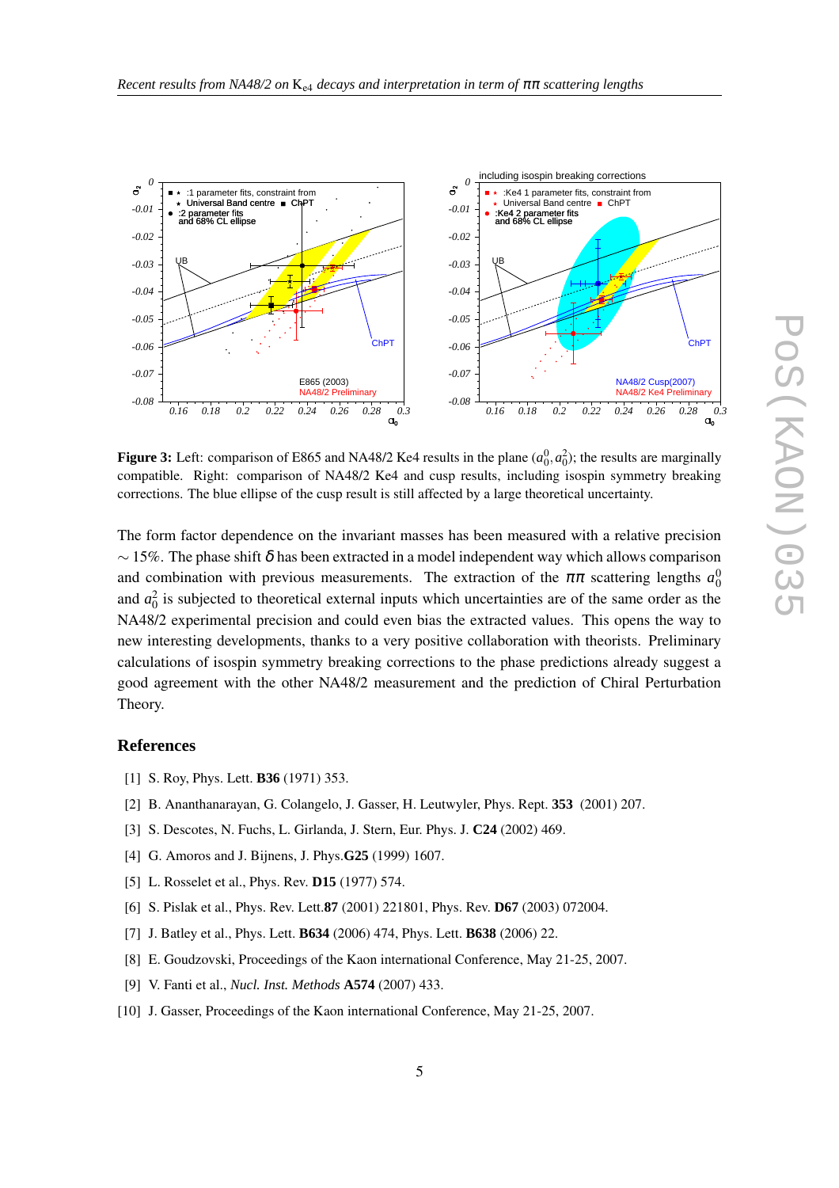including isospin breaking corrections

$a_2$

0

-0.01

-0.02

-0.03

-0.04

-0.05

-0.06

-0.07

-0.08

0.16 0.18 0.2 0.22 0.24 0.26 0.28 0.3

$a_0$

■ ★ :1 parameter fits, constraint from

★ Universal Band centre ■ ChPT

● :2 parameter fits

and 68% CL ellipse

UB

ChPT

E865 (2003)

NA48/2 Preliminary

■ ★ :Ke4 1 parameter fits, constraint from

★ Universal Band centre ■ ChPT

● :Ke4 2 parameter fits

and 68% CL ellipse

UB

ChPT

NA48/2 Cusp(2007)

NA48/2 Ke4 Preliminary

**Figure 3:** Left: comparison of E865 and NA48/2 Ke4 results in the plane $(a_0^0, a_0^2)$; the results are marginally compatible. Right: comparison of NA48/2 Ke4 and cusp results, including isospin symmetry breaking corrections. The blue ellipse of the cusp result is still affected by a large theoretical uncertainty.

The form factor dependence on the invariant masses has been measured with a relative precision $\sim 15\%$. The phase shift $\delta$ has been extracted in a model independent way which allows comparison and combination with previous measurements. The extraction of the $\pi\pi$ scattering lengths $a_0^0$ and $a_0^2$ is subjected to theoretical external inputs which uncertainties are of the same order as the NA48/2 experimental precision and could even bias the extracted values. This opens the way to new interesting developments, thanks to a very positive collaboration with theorists. Preliminary calculations of isospin symmetry breaking corrections to the phase predictions already suggest a good agreement with the other NA48/2 measurement and the prediction of Chiral Perturbation Theory.

## References

[1] S. Roy, Phys. Lett. **B36** (1971) 353.

[2] B. Ananthanarayan, G. Colangelo, J. Gasser, H. Leutwyler, Phys. Rept. **353** (2001) 207.

[3] S. Descotes, N. Fuchs, L. Girlanda, J. Stern, Eur. Phys. J. **C24** (2002) 469.

[4] G. Amoros and J. Bijnens, J. Phys.**G25** (1999) 1607.

[5] L. Rosselet et al., Phys. Rev. **D15** (1977) 574.

[6] S. Pislak et al., Phys. Rev. Lett.**87** (2001) 221801, Phys. Rev. **D67** (2003) 072004.

[7] J. Batley et al., Phys. Lett. **B634** (2006) 474, Phys. Lett. **B638** (2006) 22.

[8] E. Goudzovski, Proceedings of the Kaon international Conference, May 21-25, 2007.

[9] V. Fanti et al., *Nucl. Inst. Methods* **A574** (2007) 433.

[10] J. Gasser, Proceedings of the Kaon international Conference, May 21-25, 2007.